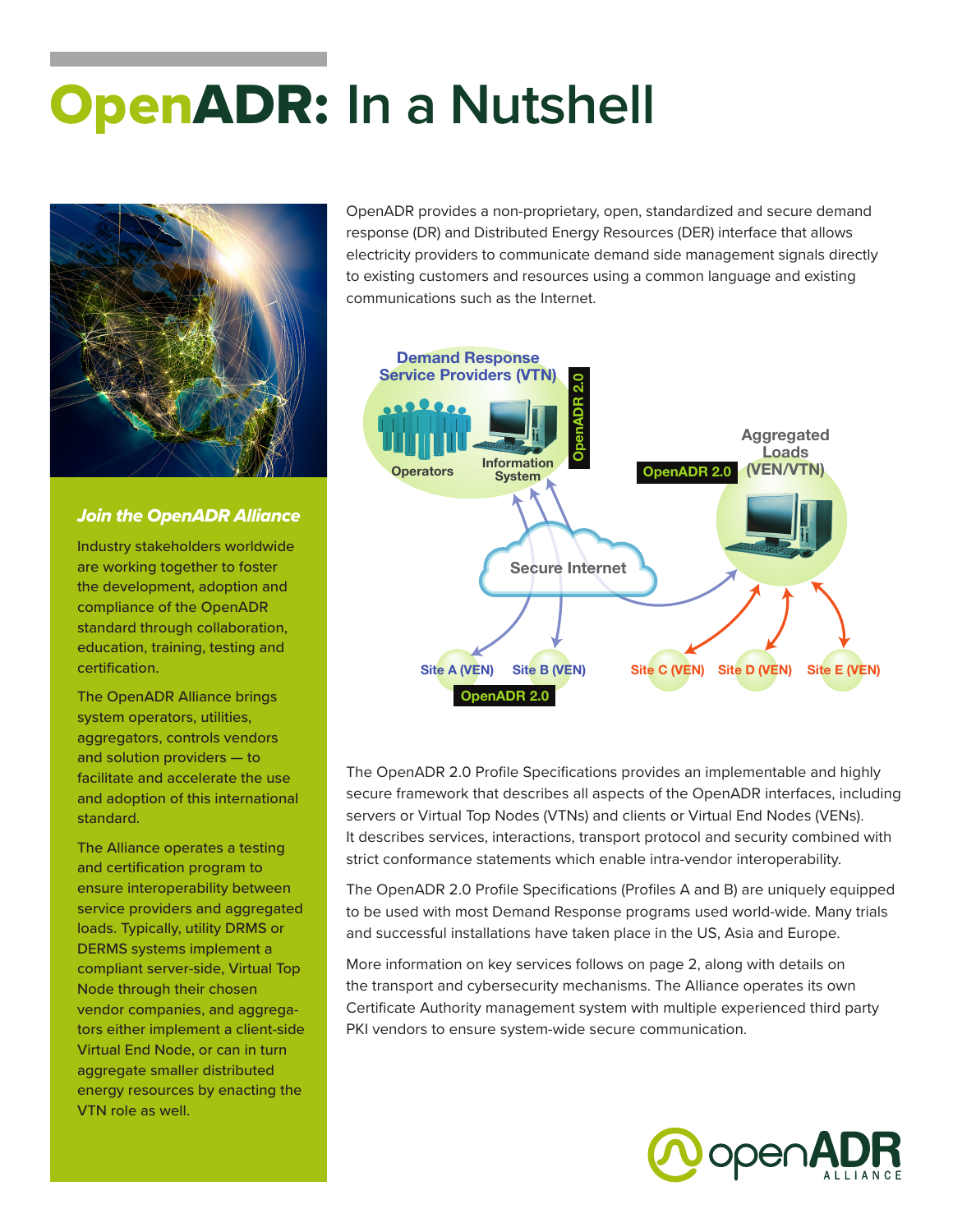# OpenADR: In a Nutshell

OpenADR provides a non-proprietary, open, standardized and secure demand response (DR) and Distributed Energy Resources (DER) interface that allows electricity providers to communicate demand side management signals directly to existing customers and resources using a common language and existing communications such as the Internet.

The OpenADR 2.0 Profile Specifications provides an implementable and highly secure framework that describes all aspects of the OpenADR interfaces, including servers or Virtual Top Nodes (VTNs) and clients or Virtual End Nodes (VENs). It describes services, interactions, transport protocol and security combined with strict conformance statements which enable intra-vendor interoperability.

The OpenADR 2.0 Profile Specifications (Profiles A and B) are uniquely equipped to be used with most Demand Response programs used world-wide. Many trials and successful installations have taken place in the US, Asia and Europe.

More information on key services follows on page 2, along with details on the transport and cybersecurity mechanisms. The Alliance operates its own Certificate Authority management system with multiple experienced third party PKI vendors to ensure system-wide secure communication.

### *Join the OpenADR Alliance*

Industry stakeholders worldwide are working together to foster the development, adoption and compliance of the OpenADR standard through collaboration, education, training, testing and certification.

The OpenADR Alliance brings system operators, utilities, aggregators, controls vendors and solution providers — to facilitate and accelerate the use and adoption of this international standard.

The Alliance operates a testing and certification program to ensure interoperability between service providers and aggregated loads. Typically, utility DRMS or DERMS systems implement a compliant server-side, Virtual Top Node through their chosen vendor companies, and aggregators either implement a client-side Virtual End Node, or can in turn aggregate smaller distributed energy resources by enacting the VTN role as well.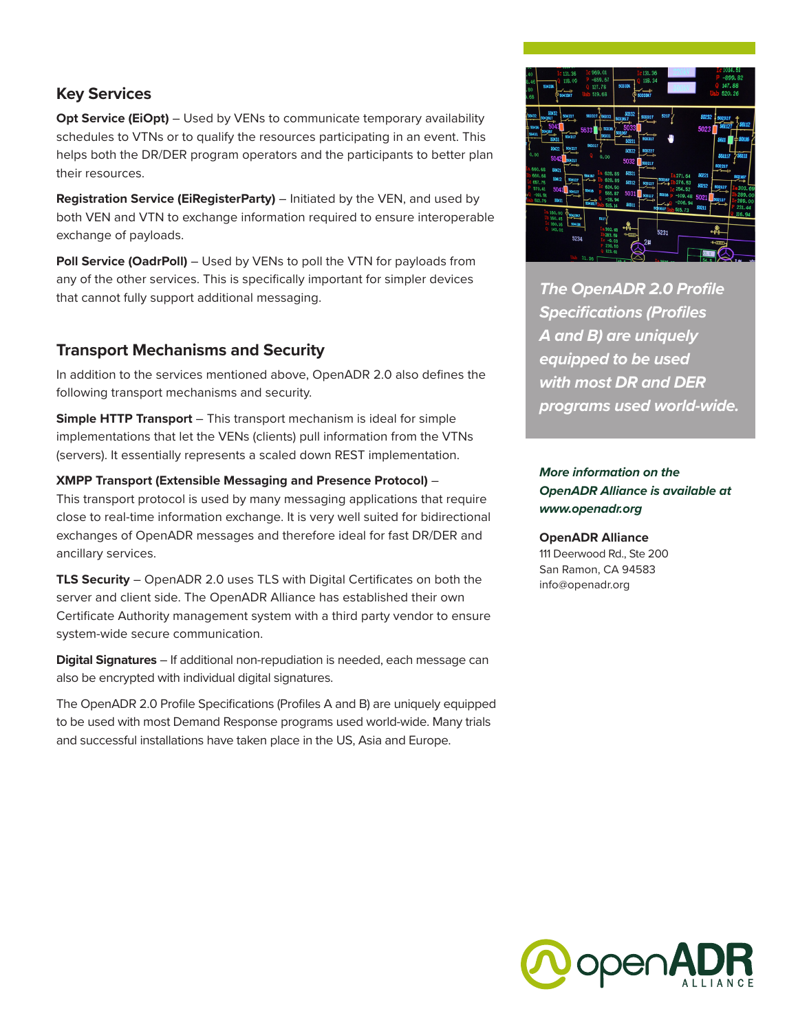## Key Services

**Opt Service (EiOpt)** – Used by VENs to communicate temporary availability schedules to VTNs or to qualify the resources participating in an event. This helps both the DR/DER program operators and the participants to better plan their resources.

**Registration Service (EiRegisterParty)** – Initiated by the VEN, and used by both VEN and VTN to exchange information required to ensure interoperable exchange of payloads.

**Poll Service (OadrPoll)** – Used by VENs to poll the VTN for payloads from any of the other services. This is specifically important for simpler devices that cannot fully support additional messaging.

## Transport Mechanisms and Security

In addition to the services mentioned above, OpenADR 2.0 also defines the following transport mechanisms and security.

**Simple HTTP Transport** – This transport mechanism is ideal for simple implementations that let the VENs (clients) pull information from the VTNs (servers). It essentially represents a scaled down REST implementation.

**XMPP Transport (Extensible Messaging and Presence Protocol)** – This transport protocol is used by many messaging applications that require close to real-time information exchange. It is very well suited for bidirectional exchanges of OpenADR messages and therefore ideal for fast DR/DER and ancillary services.

**TLS Security** – OpenADR 2.0 uses TLS with Digital Certificates on both the server and client side. The OpenADR Alliance has established their own Certificate Authority management system with a third party vendor to ensure system-wide secure communication.

**Digital Signatures** – If additional non-repudiation is needed, each message can also be encrypted with individual digital signatures.

The OpenADR 2.0 Profile Specifications (Profiles A and B) are uniquely equipped to be used with most Demand Response programs used world-wide. Many trials and successful installations have taken place in the US, Asia and Europe.

***The OpenADR 2.0 Profile Specifications (Profiles A and B) are uniquely equipped to be used with most DR and DER programs used world-wide.***

***More information on the OpenADR Alliance is available at www.openadr.org***

**OpenADR Alliance**
111 Deerwood Rd., Ste 200
San Ramon, CA 94583
info@openadr.org